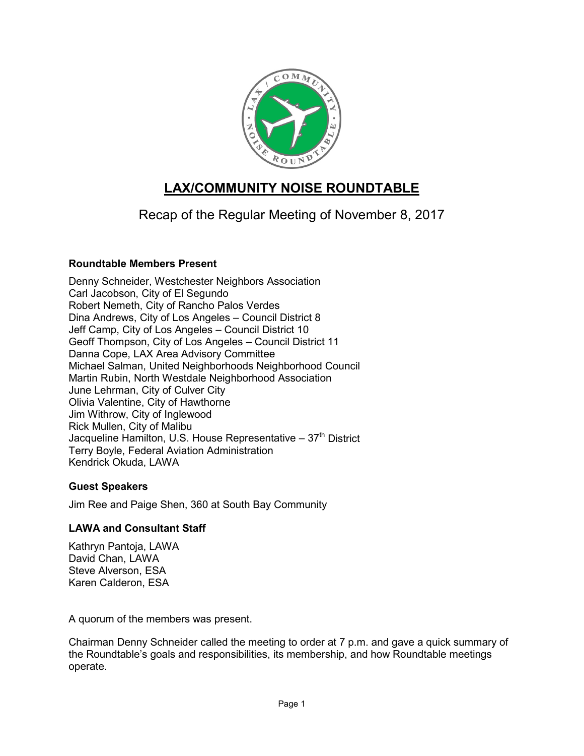# LAX/COMMUNITY NOISE ROUNDTABLE

## Recap of the Regular Meeting of November 8, 2017

**Roundtable Members Present**

Denny Schneider, Westchester Neighbors Association
Carl Jacobson, City of El Segundo
Robert Nemeth, City of Rancho Palos Verdes
Dina Andrews, City of Los Angeles – Council District 8
Jeff Camp, City of Los Angeles – Council District 10
Geoff Thompson, City of Los Angeles – Council District 11
Danna Cope, LAX Area Advisory Committee
Michael Salman, United Neighborhoods Neighborhood Council
Martin Rubin, North Westdale Neighborhood Association
June Lehrman, City of Culver City
Olivia Valentine, City of Hawthorne
Jim Withrow, City of Inglewood
Rick Mullen, City of Malibu
Jacqueline Hamilton, U.S. House Representative – 37th District
Terry Boyle, Federal Aviation Administration
Kendrick Okuda, LAWA

**Guest Speakers**

Jim Ree and Paige Shen, 360 at South Bay Community

**LAWA and Consultant Staff**

Kathryn Pantoja, LAWA
David Chan, LAWA
Steve Alverson, ESA
Karen Calderon, ESA

A quorum of the members was present.

Chairman Denny Schneider called the meeting to order at 7 p.m. and gave a quick summary of the Roundtable's goals and responsibilities, its membership, and how Roundtable meetings operate.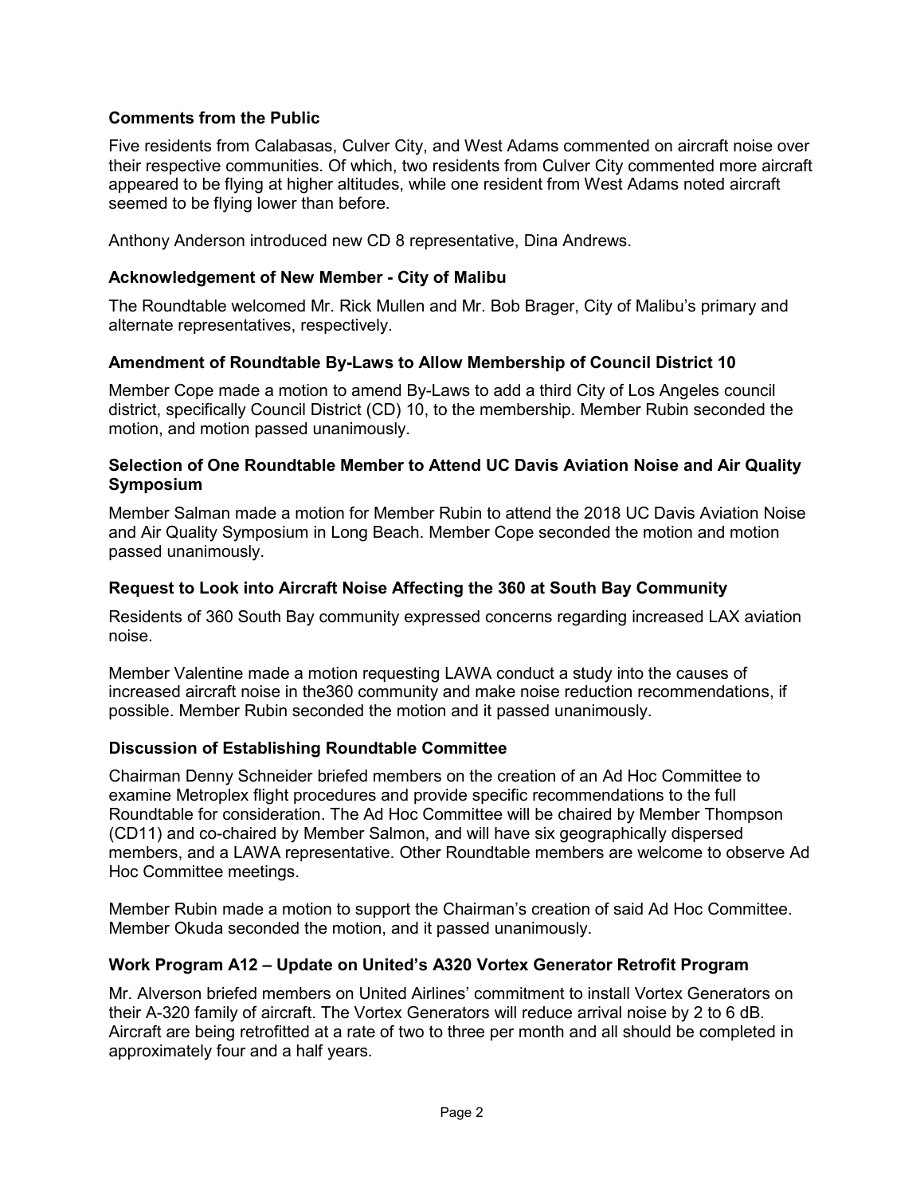**Comments from the Public**

Five residents from Calabasas, Culver City, and West Adams commented on aircraft noise over their respective communities. Of which, two residents from Culver City commented more aircraft appeared to be flying at higher altitudes, while one resident from West Adams noted aircraft seemed to be flying lower than before.

Anthony Anderson introduced new CD 8 representative, Dina Andrews.

**Acknowledgement of New Member - City of Malibu**

The Roundtable welcomed Mr. Rick Mullen and Mr. Bob Brager, City of Malibu's primary and alternate representatives, respectively.

**Amendment of Roundtable By-Laws to Allow Membership of Council District 10**

Member Cope made a motion to amend By-Laws to add a third City of Los Angeles council district, specifically Council District (CD) 10, to the membership. Member Rubin seconded the motion, and motion passed unanimously.

**Selection of One Roundtable Member to Attend UC Davis Aviation Noise and Air Quality Symposium**

Member Salman made a motion for Member Rubin to attend the 2018 UC Davis Aviation Noise and Air Quality Symposium in Long Beach. Member Cope seconded the motion and motion passed unanimously.

**Request to Look into Aircraft Noise Affecting the 360 at South Bay Community**

Residents of 360 South Bay community expressed concerns regarding increased LAX aviation noise.

Member Valentine made a motion requesting LAWA conduct a study into the causes of increased aircraft noise in the360 community and make noise reduction recommendations, if possible. Member Rubin seconded the motion and it passed unanimously.

**Discussion of Establishing Roundtable Committee**

Chairman Denny Schneider briefed members on the creation of an Ad Hoc Committee to examine Metroplex flight procedures and provide specific recommendations to the full Roundtable for consideration. The Ad Hoc Committee will be chaired by Member Thompson (CD11) and co-chaired by Member Salmon, and will have six geographically dispersed members, and a LAWA representative. Other Roundtable members are welcome to observe Ad Hoc Committee meetings.

Member Rubin made a motion to support the Chairman's creation of said Ad Hoc Committee. Member Okuda seconded the motion, and it passed unanimously.

**Work Program A12 – Update on United's A320 Vortex Generator Retrofit Program**

Mr. Alverson briefed members on United Airlines' commitment to install Vortex Generators on their A-320 family of aircraft. The Vortex Generators will reduce arrival noise by 2 to 6 dB. Aircraft are being retrofitted at a rate of two to three per month and all should be completed in approximately four and a half years.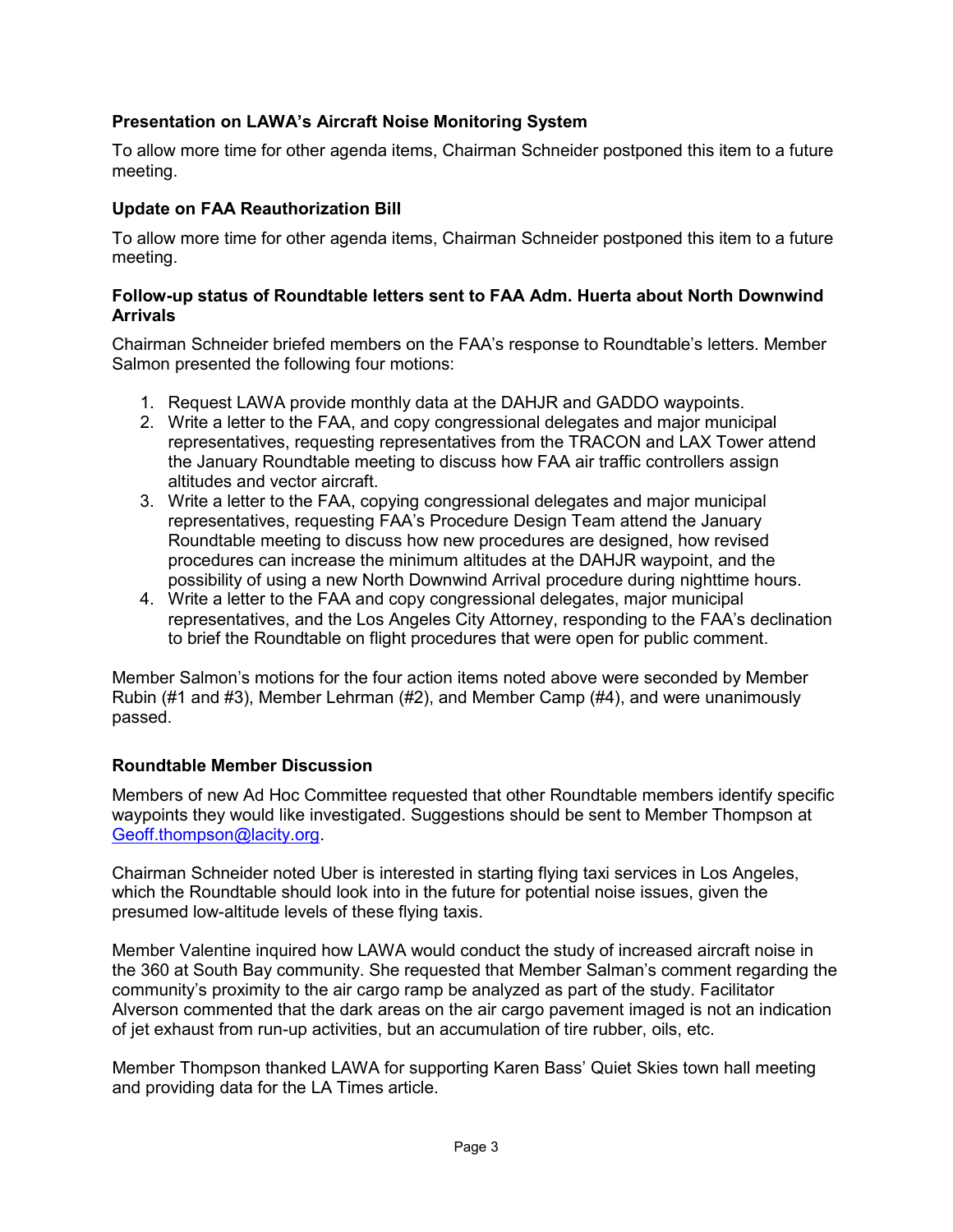### Presentation on LAWA's Aircraft Noise Monitoring System

To allow more time for other agenda items, Chairman Schneider postponed this item to a future meeting.

### Update on FAA Reauthorization Bill

To allow more time for other agenda items, Chairman Schneider postponed this item to a future meeting.

### Follow-up status of Roundtable letters sent to FAA Adm. Huerta about North Downwind Arrivals

Chairman Schneider briefed members on the FAA's response to Roundtable's letters. Member Salmon presented the following four motions:

1. Request LAWA provide monthly data at the DAHJR and GADDO waypoints.
2. Write a letter to the FAA, and copy congressional delegates and major municipal representatives, requesting representatives from the TRACON and LAX Tower attend the January Roundtable meeting to discuss how FAA air traffic controllers assign altitudes and vector aircraft.
3. Write a letter to the FAA, copying congressional delegates and major municipal representatives, requesting FAA's Procedure Design Team attend the January Roundtable meeting to discuss how new procedures are designed, how revised procedures can increase the minimum altitudes at the DAHJR waypoint, and the possibility of using a new North Downwind Arrival procedure during nighttime hours.
4. Write a letter to the FAA and copy congressional delegates, major municipal representatives, and the Los Angeles City Attorney, responding to the FAA's declination to brief the Roundtable on flight procedures that were open for public comment.

Member Salmon's motions for the four action items noted above were seconded by Member Rubin (#1 and #3), Member Lehrman (#2), and Member Camp (#4), and were unanimously passed.

### Roundtable Member Discussion

Members of new Ad Hoc Committee requested that other Roundtable members identify specific waypoints they would like investigated. Suggestions should be sent to Member Thompson at Geoff.thompson@lacity.org.

Chairman Schneider noted Uber is interested in starting flying taxi services in Los Angeles, which the Roundtable should look into in the future for potential noise issues, given the presumed low-altitude levels of these flying taxis.

Member Valentine inquired how LAWA would conduct the study of increased aircraft noise in the 360 at South Bay community. She requested that Member Salman's comment regarding the community's proximity to the air cargo ramp be analyzed as part of the study. Facilitator Alverson commented that the dark areas on the air cargo pavement imaged is not an indication of jet exhaust from run-up activities, but an accumulation of tire rubber, oils, etc.

Member Thompson thanked LAWA for supporting Karen Bass' Quiet Skies town hall meeting and providing data for the LA Times article.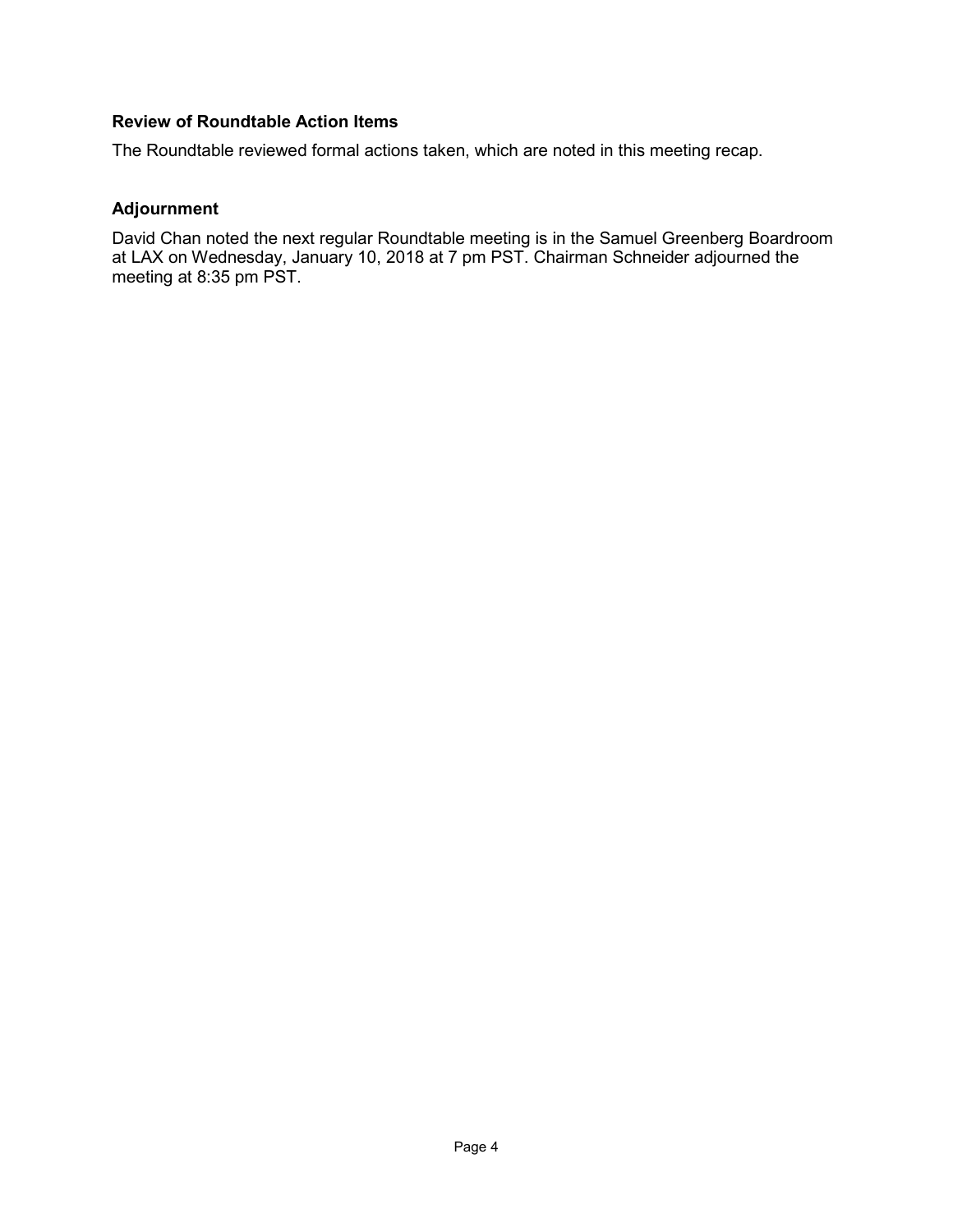### Review of Roundtable Action Items

The Roundtable reviewed formal actions taken, which are noted in this meeting recap.

### Adjournment

David Chan noted the next regular Roundtable meeting is in the Samuel Greenberg Boardroom at LAX on Wednesday, January 10, 2018 at 7 pm PST. Chairman Schneider adjourned the meeting at 8:35 pm PST.